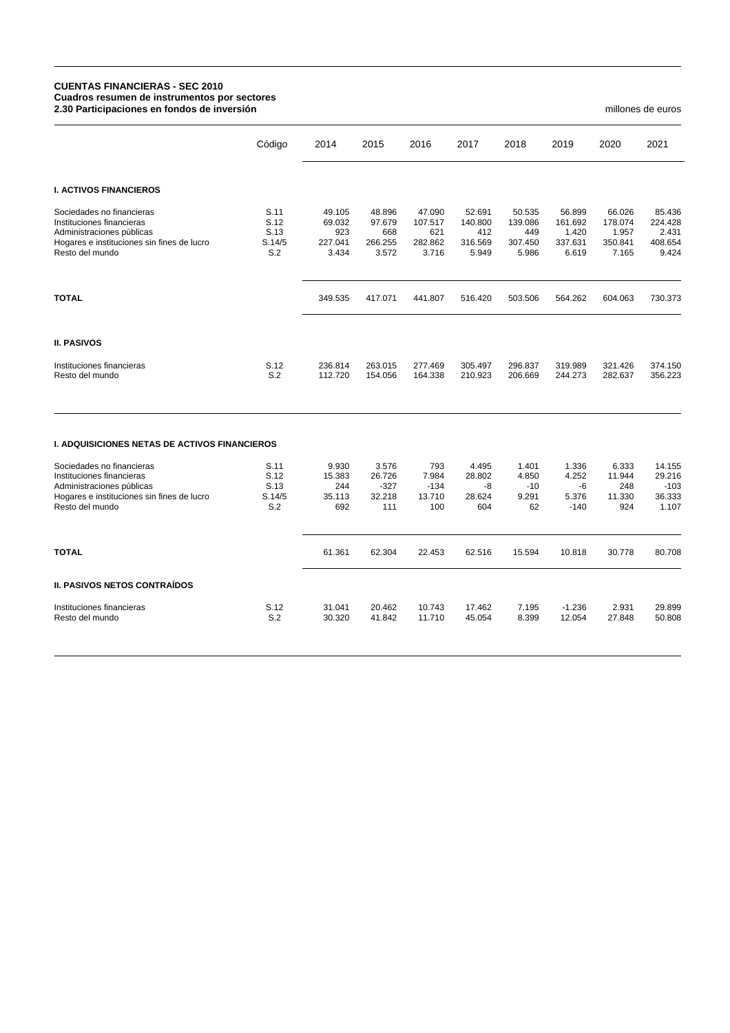**CUENTAS FINANCIERAS - SEC 2010**
**Cuadros resumen de instrumentos por sectores**
**2.30 Participaciones en fondos de inversión**

millones de euros

| | Código | 2014 | 2015 | 2016 | 2017 | 2018 | 2019 | 2020 | 2021 |
|---|---|---|---|---|---|---|---|---|---|
| **I. ACTIVOS FINANCIEROS** | | | | | | | | | |
| Sociedades no financieras | S.11 | 49.105 | 48.896 | 47.090 | 52.691 | 50.535 | 56.899 | 66.026 | 85.436 |
| Instituciones financieras | S.12 | 69.032 | 97.679 | 107.517 | 140.800 | 139.086 | 161.692 | 178.074 | 224.428 |
| Administraciones públicas | S.13 | 923 | 668 | 621 | 412 | 449 | 1.420 | 1.957 | 2.431 |
| Hogares e instituciones sin fines de lucro | S.14/5 | 227.041 | 266.255 | 282.862 | 316.569 | 307.450 | 337.631 | 350.841 | 408.654 |
| Resto del mundo | S.2 | 3.434 | 3.572 | 3.716 | 5.949 | 5.986 | 6.619 | 7.165 | 9.424 |
| **TOTAL** | | 349.535 | 417.071 | 441.807 | 516.420 | 503.506 | 564.262 | 604.063 | 730.373 |
| **II. PASIVOS** | | | | | | | | | |
| Instituciones financieras | S.12 | 236.814 | 263.015 | 277.469 | 305.497 | 296.837 | 319.989 | 321.426 | 374.150 |
| Resto del mundo | S.2 | 112.720 | 154.056 | 164.338 | 210.923 | 206.669 | 244.273 | 282.637 | 356.223 |

| | Código | 2014 | 2015 | 2016 | 2017 | 2018 | 2019 | 2020 | 2021 |
|---|---|---|---|---|---|---|---|---|---|
| **I. ADQUISICIONES NETAS DE ACTIVOS FINANCIEROS** | | | | | | | | | |
| Sociedades no financieras | S.11 | 9.930 | 3.576 | 793 | 4.495 | 1.401 | 1.336 | 6.333 | 14.155 |
| Instituciones financieras | S.12 | 15.383 | 26.726 | 7.984 | 28.802 | 4.850 | 4.252 | 11.944 | 29.216 |
| Administraciones públicas | S.13 | 244 | -327 | -134 | -8 | -10 | -6 | 248 | -103 |
| Hogares e instituciones sin fines de lucro | S.14/5 | 35.113 | 32.218 | 13.710 | 28.624 | 9.291 | 5.376 | 11.330 | 36.333 |
| Resto del mundo | S.2 | 692 | 111 | 100 | 604 | 62 | -140 | 924 | 1.107 |
| **TOTAL** | | 61.361 | 62.304 | 22.453 | 62.516 | 15.594 | 10.818 | 30.778 | 80.708 |
| **II. PASIVOS NETOS CONTRAÍDOS** | | | | | | | | | |
| Instituciones financieras | S.12 | 31.041 | 20.462 | 10.743 | 17.462 | 7.195 | -1.236 | 2.931 | 29.899 |
| Resto del mundo | S.2 | 30.320 | 41.842 | 11.710 | 45.054 | 8.399 | 12.054 | 27.848 | 50.808 |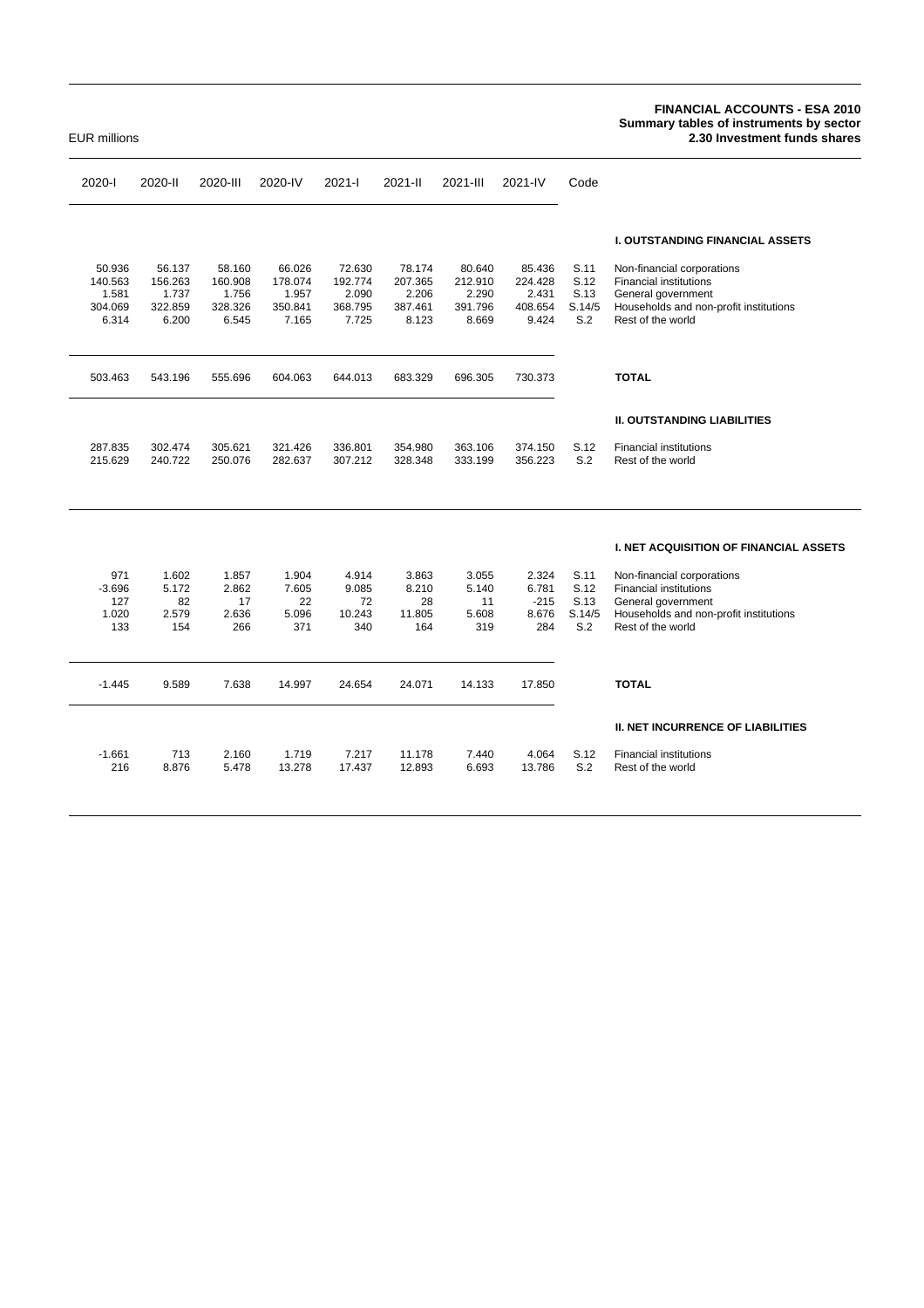EUR millions

**FINANCIAL ACCOUNTS - ESA 2010**
**Summary tables of instruments by sector**
**2.30 Investment funds shares**

| 2020-I | 2020-II | 2020-III | 2020-IV | 2021-I | 2021-II | 2021-III | 2021-IV | Code | |
|---|---|---|---|---|---|---|---|---|---|
| | | | | | | | | | **I. OUTSTANDING FINANCIAL ASSETS** |
| 50.936 | 56.137 | 58.160 | 66.026 | 72.630 | 78.174 | 80.640 | 85.436 | S.11 | Non-financial corporations |
| 140.563 | 156.263 | 160.908 | 178.074 | 192.774 | 207.365 | 212.910 | 224.428 | S.12 | Financial institutions |
| 1.581 | 1.737 | 1.756 | 1.957 | 2.090 | 2.206 | 2.290 | 2.431 | S.13 | General government |
| 304.069 | 322.859 | 328.326 | 350.841 | 368.795 | 387.461 | 391.796 | 408.654 | S.14/5 | Households and non-profit institutions |
| 6.314 | 6.200 | 6.545 | 7.165 | 7.725 | 8.123 | 8.669 | 9.424 | S.2 | Rest of the world |
| 503.463 | 543.196 | 555.696 | 604.063 | 644.013 | 683.329 | 696.305 | 730.373 | | **TOTAL** |
| | | | | | | | | | **II. OUTSTANDING LIABILITIES** |
| 287.835 | 302.474 | 305.621 | 321.426 | 336.801 | 354.980 | 363.106 | 374.150 | S.12 | Financial institutions |
| 215.629 | 240.722 | 250.076 | 282.637 | 307.212 | 328.348 | 333.199 | 356.223 | S.2 | Rest of the world |

| 2020-I | 2020-II | 2020-III | 2020-IV | 2021-I | 2021-II | 2021-III | 2021-IV | Code | |
|---|---|---|---|---|---|---|---|---|---|
| | | | | | | | | | **I. NET ACQUISITION OF FINANCIAL ASSETS** |
| 971 | 1.602 | 1.857 | 1.904 | 4.914 | 3.863 | 3.055 | 2.324 | S.11 | Non-financial corporations |
| -3.696 | 5.172 | 2.862 | 7.605 | 9.085 | 8.210 | 5.140 | 6.781 | S.12 | Financial institutions |
| 127 | 82 | 17 | 22 | 72 | 28 | 11 | -215 | S.13 | General government |
| 1.020 | 2.579 | 2.636 | 5.096 | 10.243 | 11.805 | 5.608 | 8.676 | S.14/5 | Households and non-profit institutions |
| 133 | 154 | 266 | 371 | 340 | 164 | 319 | 284 | S.2 | Rest of the world |
| -1.445 | 9.589 | 7.638 | 14.997 | 24.654 | 24.071 | 14.133 | 17.850 | | **TOTAL** |
| | | | | | | | | | **II. NET INCURRENCE OF LIABILITIES** |
| -1.661 | 713 | 2.160 | 1.719 | 7.217 | 11.178 | 7.440 | 4.064 | S.12 | Financial institutions |
| 216 | 8.876 | 5.478 | 13.278 | 17.437 | 12.893 | 6.693 | 13.786 | S.2 | Rest of the world |